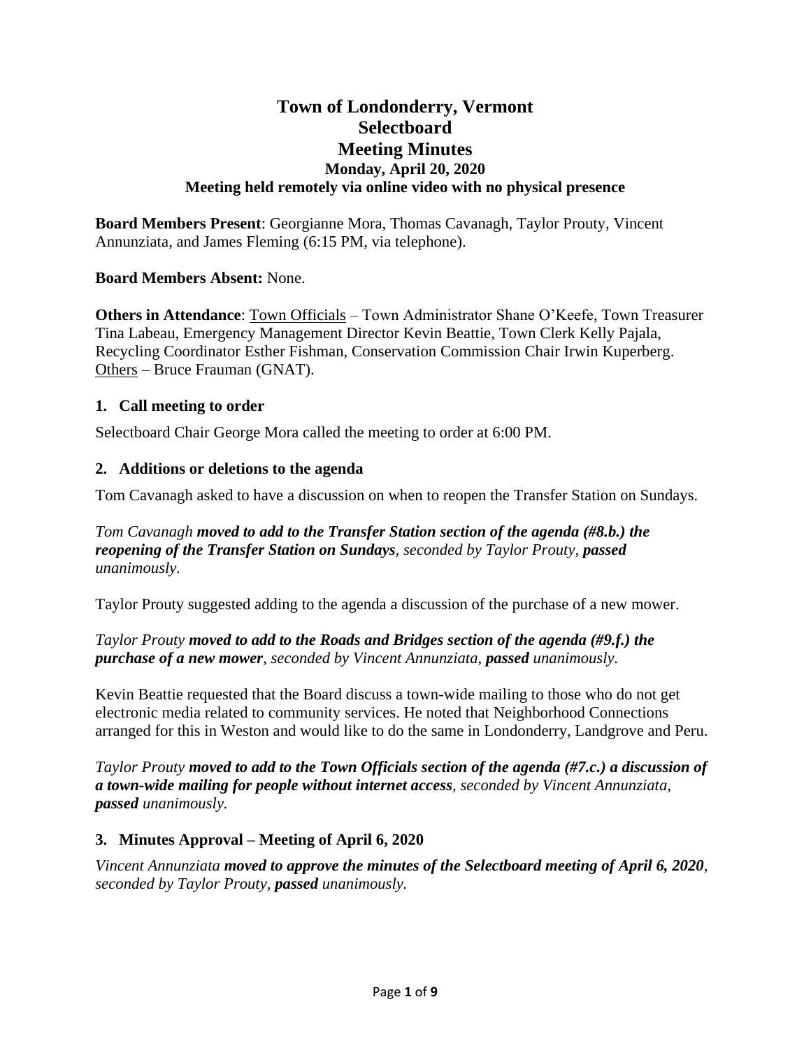# Town of Londonderry, Vermont
# Selectboard
# Meeting Minutes
### Monday, April 20, 2020
### Meeting held remotely via online video with no physical presence

**Board Members Present**: Georgianne Mora, Thomas Cavanagh, Taylor Prouty, Vincent Annunziata, and James Fleming (6:15 PM, via telephone).

**Board Members Absent:** None.

**Others in Attendance**: Town Officials – Town Administrator Shane O'Keefe, Town Treasurer Tina Labeau, Emergency Management Director Kevin Beattie, Town Clerk Kelly Pajala, Recycling Coordinator Esther Fishman, Conservation Commission Chair Irwin Kuperberg. Others – Bruce Frauman (GNAT).

## 1. Call meeting to order

Selectboard Chair George Mora called the meeting to order at 6:00 PM.

## 2. Additions or deletions to the agenda

Tom Cavanagh asked to have a discussion on when to reopen the Transfer Station on Sundays.

*Tom Cavanagh* ***moved to add to the Transfer Station section of the agenda (#8.b.) the reopening of the Transfer Station on Sundays****, seconded by Taylor Prouty,* ***passed*** *unanimously.*

Taylor Prouty suggested adding to the agenda a discussion of the purchase of a new mower.

*Taylor Prouty* ***moved to add to the Roads and Bridges section of the agenda (#9.f.) the purchase of a new mower****, seconded by Vincent Annunziata,* ***passed*** *unanimously.*

Kevin Beattie requested that the Board discuss a town-wide mailing to those who do not get electronic media related to community services. He noted that Neighborhood Connections arranged for this in Weston and would like to do the same in Londonderry, Landgrove and Peru.

*Taylor Prouty* ***moved to add to the Town Officials section of the agenda (#7.c.) a discussion of a town-wide mailing for people without internet access****, seconded by Vincent Annunziata,* ***passed*** *unanimously.*

## 3. Minutes Approval – Meeting of April 6, 2020

*Vincent Annunziata* ***moved to approve the minutes of the Selectboard meeting of April 6, 2020****, seconded by Taylor Prouty,* ***passed*** *unanimously.*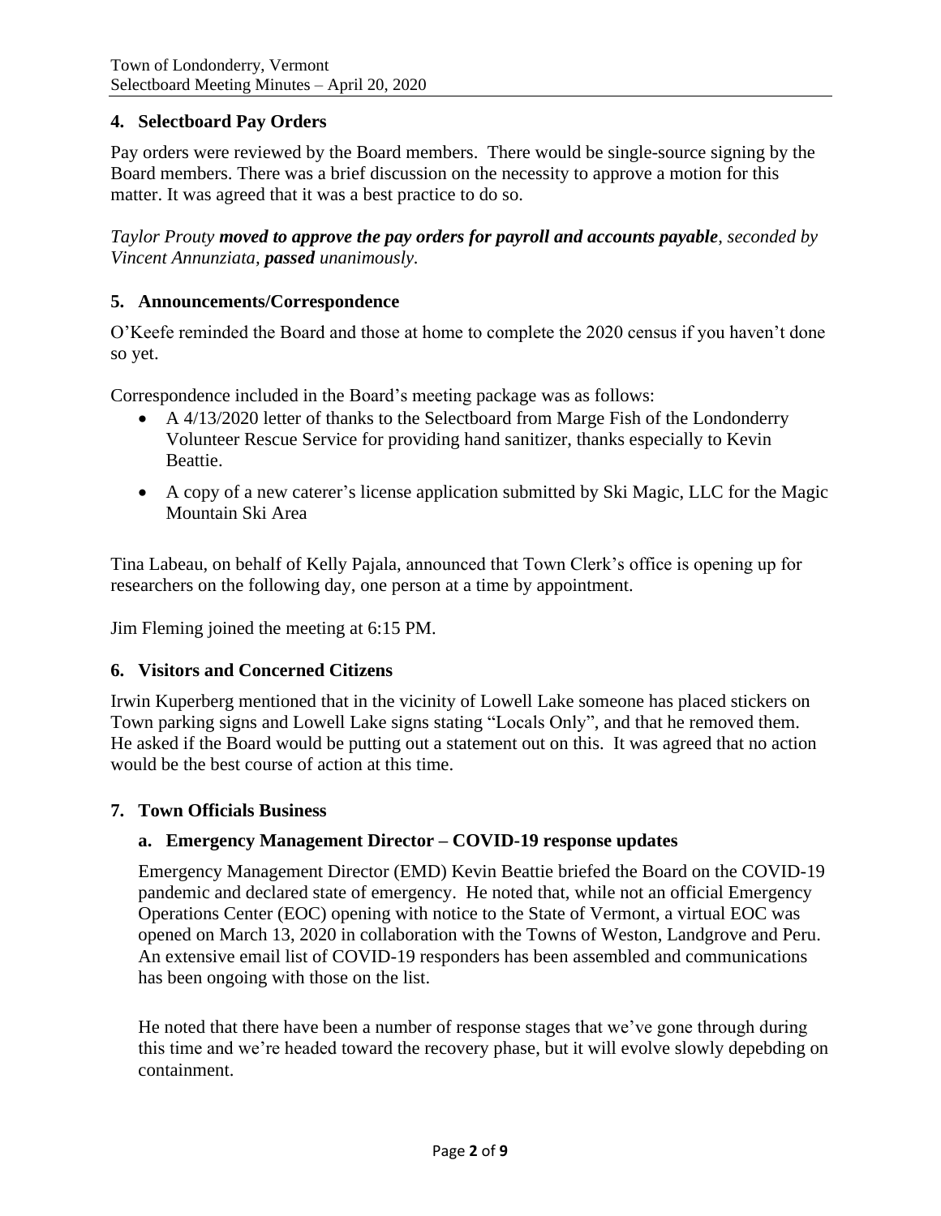### 4. Selectboard Pay Orders

Pay orders were reviewed by the Board members. There would be single-source signing by the Board members. There was a brief discussion on the necessity to approve a motion for this matter. It was agreed that it was a best practice to do so.

*Taylor Prouty **moved to approve the pay orders for payroll and accounts payable**, seconded by Vincent Annunziata, **passed** unanimously.*

### 5. Announcements/Correspondence

O'Keefe reminded the Board and those at home to complete the 2020 census if you haven't done so yet.

Correspondence included in the Board's meeting package was as follows:

- A 4/13/2020 letter of thanks to the Selectboard from Marge Fish of the Londonderry Volunteer Rescue Service for providing hand sanitizer, thanks especially to Kevin Beattie.
- A copy of a new caterer's license application submitted by Ski Magic, LLC for the Magic Mountain Ski Area

Tina Labeau, on behalf of Kelly Pajala, announced that Town Clerk's office is opening up for researchers on the following day, one person at a time by appointment.

Jim Fleming joined the meeting at 6:15 PM.

### 6. Visitors and Concerned Citizens

Irwin Kuperberg mentioned that in the vicinity of Lowell Lake someone has placed stickers on Town parking signs and Lowell Lake signs stating "Locals Only", and that he removed them. He asked if the Board would be putting out a statement out on this. It was agreed that no action would be the best course of action at this time.

### 7. Town Officials Business

#### a. Emergency Management Director – COVID-19 response updates

Emergency Management Director (EMD) Kevin Beattie briefed the Board on the COVID-19 pandemic and declared state of emergency. He noted that, while not an official Emergency Operations Center (EOC) opening with notice to the State of Vermont, a virtual EOC was opened on March 13, 2020 in collaboration with the Towns of Weston, Landgrove and Peru. An extensive email list of COVID-19 responders has been assembled and communications has been ongoing with those on the list.

He noted that there have been a number of response stages that we've gone through during this time and we're headed toward the recovery phase, but it will evolve slowly depebding on containment.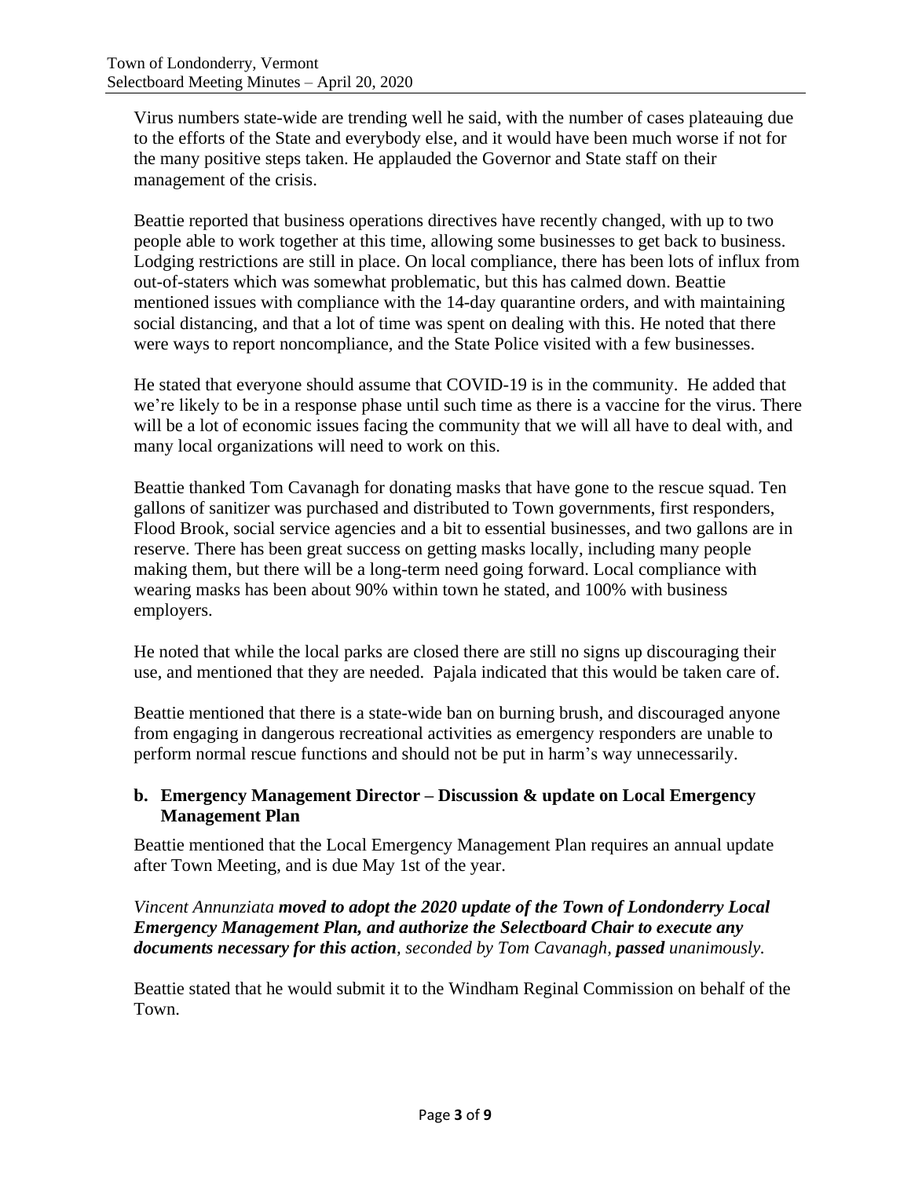Virus numbers state-wide are trending well he said, with the number of cases plateauing due to the efforts of the State and everybody else, and it would have been much worse if not for the many positive steps taken. He applauded the Governor and State staff on their management of the crisis.

Beattie reported that business operations directives have recently changed, with up to two people able to work together at this time, allowing some businesses to get back to business. Lodging restrictions are still in place. On local compliance, there has been lots of influx from out-of-staters which was somewhat problematic, but this has calmed down. Beattie mentioned issues with compliance with the 14-day quarantine orders, and with maintaining social distancing, and that a lot of time was spent on dealing with this. He noted that there were ways to report noncompliance, and the State Police visited with a few businesses.

He stated that everyone should assume that COVID-19 is in the community. He added that we're likely to be in a response phase until such time as there is a vaccine for the virus. There will be a lot of economic issues facing the community that we will all have to deal with, and many local organizations will need to work on this.

Beattie thanked Tom Cavanagh for donating masks that have gone to the rescue squad. Ten gallons of sanitizer was purchased and distributed to Town governments, first responders, Flood Brook, social service agencies and a bit to essential businesses, and two gallons are in reserve. There has been great success on getting masks locally, including many people making them, but there will be a long-term need going forward. Local compliance with wearing masks has been about 90% within town he stated, and 100% with business employers.

He noted that while the local parks are closed there are still no signs up discouraging their use, and mentioned that they are needed. Pajala indicated that this would be taken care of.

Beattie mentioned that there is a state-wide ban on burning brush, and discouraged anyone from engaging in dangerous recreational activities as emergency responders are unable to perform normal rescue functions and should not be put in harm's way unnecessarily.

**b. Emergency Management Director – Discussion & update on Local Emergency Management Plan**

Beattie mentioned that the Local Emergency Management Plan requires an annual update after Town Meeting, and is due May 1st of the year.

*Vincent Annunziata* ***moved to adopt the 2020 update of the Town of Londonderry Local Emergency Management Plan, and authorize the Selectboard Chair to execute any documents necessary for this action****, seconded by Tom Cavanagh,* ***passed*** *unanimously.*

Beattie stated that he would submit it to the Windham Reginal Commission on behalf of the Town.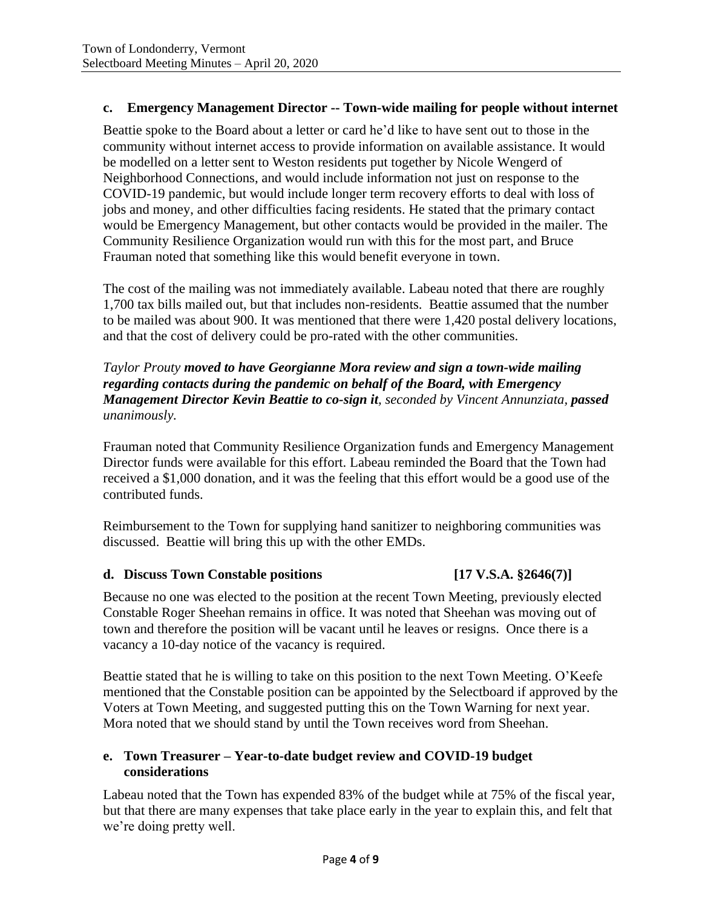### c. Emergency Management Director -- Town-wide mailing for people without internet

Beattie spoke to the Board about a letter or card he'd like to have sent out to those in the community without internet access to provide information on available assistance. It would be modelled on a letter sent to Weston residents put together by Nicole Wengerd of Neighborhood Connections, and would include information not just on response to the COVID-19 pandemic, but would include longer term recovery efforts to deal with loss of jobs and money, and other difficulties facing residents. He stated that the primary contact would be Emergency Management, but other contacts would be provided in the mailer. The Community Resilience Organization would run with this for the most part, and Bruce Frauman noted that something like this would benefit everyone in town.

The cost of the mailing was not immediately available. Labeau noted that there are roughly 1,700 tax bills mailed out, but that includes non-residents. Beattie assumed that the number to be mailed was about 900. It was mentioned that there were 1,420 postal delivery locations, and that the cost of delivery could be pro-rated with the other communities.

*Taylor Prouty **moved to have Georgianne Mora review and sign a town-wide mailing regarding contacts during the pandemic on behalf of the Board, with Emergency Management Director Kevin Beattie to co-sign it**, seconded by Vincent Annunziata, **passed** unanimously.*

Frauman noted that Community Resilience Organization funds and Emergency Management Director funds were available for this effort. Labeau reminded the Board that the Town had received a $1,000 donation, and it was the feeling that this effort would be a good use of the contributed funds.

Reimbursement to the Town for supplying hand sanitizer to neighboring communities was discussed. Beattie will bring this up with the other EMDs.

### d. Discuss Town Constable positions [17 V.S.A. §2646(7)]

Because no one was elected to the position at the recent Town Meeting, previously elected Constable Roger Sheehan remains in office. It was noted that Sheehan was moving out of town and therefore the position will be vacant until he leaves or resigns. Once there is a vacancy a 10-day notice of the vacancy is required.

Beattie stated that he is willing to take on this position to the next Town Meeting. O'Keefe mentioned that the Constable position can be appointed by the Selectboard if approved by the Voters at Town Meeting, and suggested putting this on the Town Warning for next year. Mora noted that we should stand by until the Town receives word from Sheehan.

### e. Town Treasurer – Year-to-date budget review and COVID-19 budget considerations

Labeau noted that the Town has expended 83% of the budget while at 75% of the fiscal year, but that there are many expenses that take place early in the year to explain this, and felt that we're doing pretty well.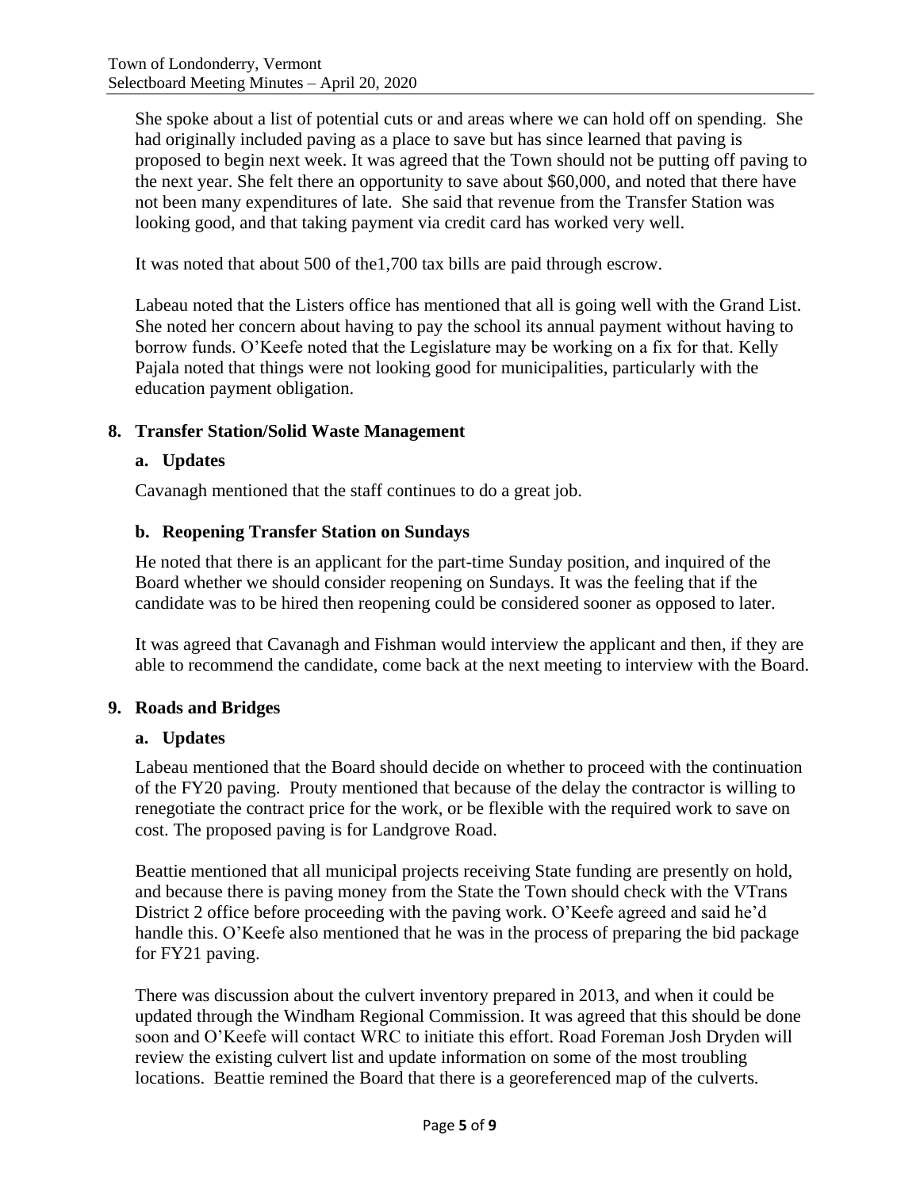She spoke about a list of potential cuts or and areas where we can hold off on spending. She had originally included paving as a place to save but has since learned that paving is proposed to begin next week. It was agreed that the Town should not be putting off paving to the next year. She felt there an opportunity to save about $60,000, and noted that there have not been many expenditures of late. She said that revenue from the Transfer Station was looking good, and that taking payment via credit card has worked very well.

It was noted that about 500 of the1,700 tax bills are paid through escrow.

Labeau noted that the Listers office has mentioned that all is going well with the Grand List. She noted her concern about having to pay the school its annual payment without having to borrow funds. O'Keefe noted that the Legislature may be working on a fix for that. Kelly Pajala noted that things were not looking good for municipalities, particularly with the education payment obligation.

## 8. Transfer Station/Solid Waste Management

### a. Updates

Cavanagh mentioned that the staff continues to do a great job.

### b. Reopening Transfer Station on Sundays

He noted that there is an applicant for the part-time Sunday position, and inquired of the Board whether we should consider reopening on Sundays. It was the feeling that if the candidate was to be hired then reopening could be considered sooner as opposed to later.

It was agreed that Cavanagh and Fishman would interview the applicant and then, if they are able to recommend the candidate, come back at the next meeting to interview with the Board.

## 9. Roads and Bridges

### a. Updates

Labeau mentioned that the Board should decide on whether to proceed with the continuation of the FY20 paving. Prouty mentioned that because of the delay the contractor is willing to renegotiate the contract price for the work, or be flexible with the required work to save on cost. The proposed paving is for Landgrove Road.

Beattie mentioned that all municipal projects receiving State funding are presently on hold, and because there is paving money from the State the Town should check with the VTrans District 2 office before proceeding with the paving work. O'Keefe agreed and said he'd handle this. O'Keefe also mentioned that he was in the process of preparing the bid package for FY21 paving.

There was discussion about the culvert inventory prepared in 2013, and when it could be updated through the Windham Regional Commission. It was agreed that this should be done soon and O'Keefe will contact WRC to initiate this effort. Road Foreman Josh Dryden will review the existing culvert list and update information on some of the most troubling locations. Beattie remined the Board that there is a georeferenced map of the culverts.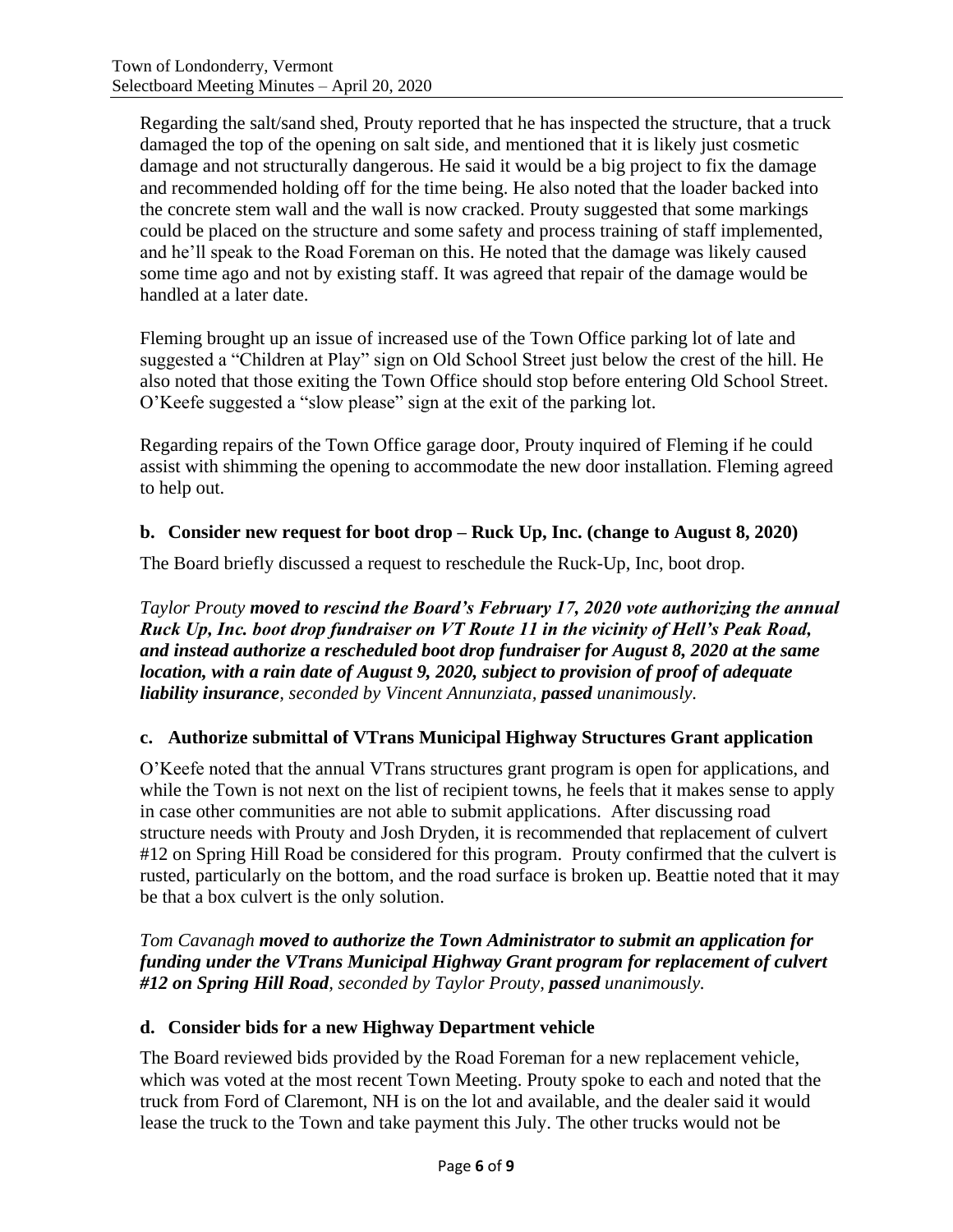Regarding the salt/sand shed, Prouty reported that he has inspected the structure, that a truck damaged the top of the opening on salt side, and mentioned that it is likely just cosmetic damage and not structurally dangerous. He said it would be a big project to fix the damage and recommended holding off for the time being. He also noted that the loader backed into the concrete stem wall and the wall is now cracked. Prouty suggested that some markings could be placed on the structure and some safety and process training of staff implemented, and he'll speak to the Road Foreman on this. He noted that the damage was likely caused some time ago and not by existing staff. It was agreed that repair of the damage would be handled at a later date.

Fleming brought up an issue of increased use of the Town Office parking lot of late and suggested a "Children at Play" sign on Old School Street just below the crest of the hill. He also noted that those exiting the Town Office should stop before entering Old School Street. O'Keefe suggested a "slow please" sign at the exit of the parking lot.

Regarding repairs of the Town Office garage door, Prouty inquired of Fleming if he could assist with shimming the opening to accommodate the new door installation. Fleming agreed to help out.

### b. Consider new request for boot drop – Ruck Up, Inc. (change to August 8, 2020)

The Board briefly discussed a request to reschedule the Ruck-Up, Inc, boot drop.

*Taylor Prouty* ***moved to rescind the Board's February 17, 2020 vote authorizing the annual Ruck Up, Inc. boot drop fundraiser on VT Route 11 in the vicinity of Hell's Peak Road, and instead authorize a rescheduled boot drop fundraiser for August 8, 2020 at the same location, with a rain date of August 9, 2020, subject to provision of proof of adequate liability insurance****, seconded by Vincent Annunziata,* ***passed*** *unanimously.*

### c. Authorize submittal of VTrans Municipal Highway Structures Grant application

O'Keefe noted that the annual VTrans structures grant program is open for applications, and while the Town is not next on the list of recipient towns, he feels that it makes sense to apply in case other communities are not able to submit applications. After discussing road structure needs with Prouty and Josh Dryden, it is recommended that replacement of culvert #12 on Spring Hill Road be considered for this program. Prouty confirmed that the culvert is rusted, particularly on the bottom, and the road surface is broken up. Beattie noted that it may be that a box culvert is the only solution.

*Tom Cavanagh* ***moved to authorize the Town Administrator to submit an application for funding under the VTrans Municipal Highway Grant program for replacement of culvert #12 on Spring Hill Road****, seconded by Taylor Prouty,* ***passed*** *unanimously.*

### d. Consider bids for a new Highway Department vehicle

The Board reviewed bids provided by the Road Foreman for a new replacement vehicle, which was voted at the most recent Town Meeting. Prouty spoke to each and noted that the truck from Ford of Claremont, NH is on the lot and available, and the dealer said it would lease the truck to the Town and take payment this July. The other trucks would not be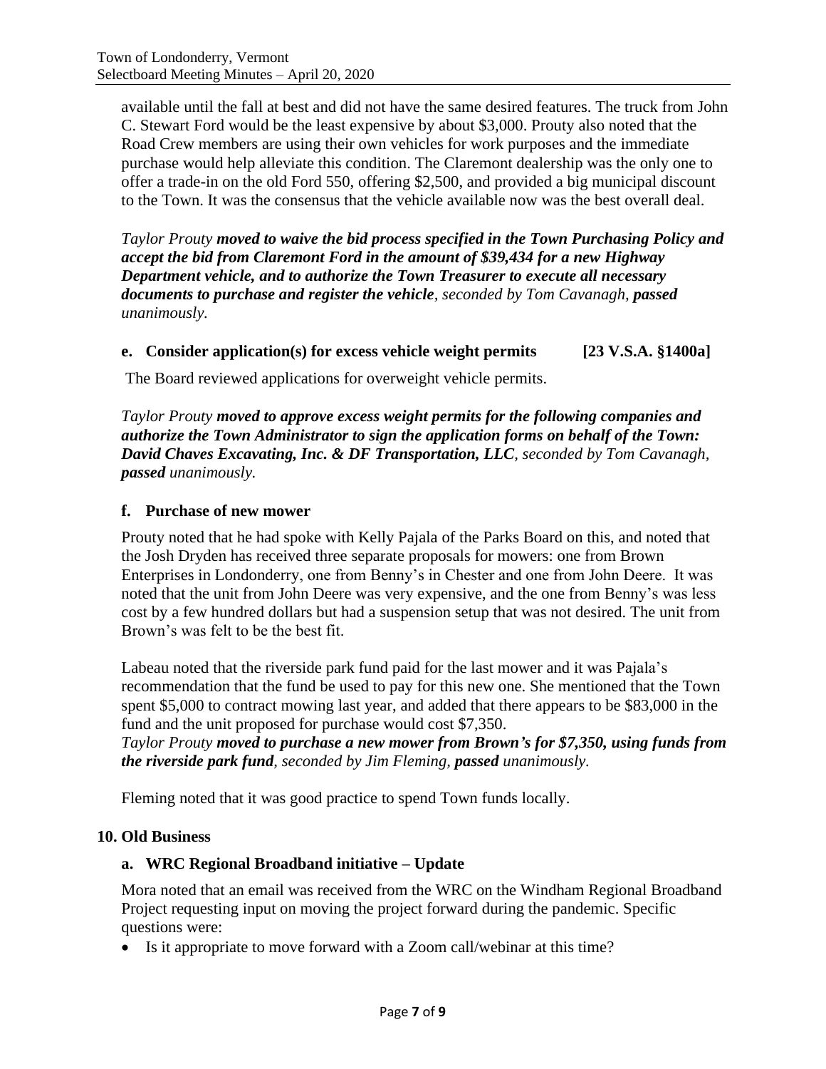available until the fall at best and did not have the same desired features. The truck from John C. Stewart Ford would be the least expensive by about $3,000. Prouty also noted that the Road Crew members are using their own vehicles for work purposes and the immediate purchase would help alleviate this condition. The Claremont dealership was the only one to offer a trade-in on the old Ford 550, offering $2,500, and provided a big municipal discount to the Town. It was the consensus that the vehicle available now was the best overall deal.

*Taylor Prouty* ***moved to waive the bid process specified in the Town Purchasing Policy and accept the bid from Claremont Ford in the amount of $39,434 for a new Highway Department vehicle, and to authorize the Town Treasurer to execute all necessary documents to purchase and register the vehicle****, seconded by Tom Cavanagh,* ***passed*** *unanimously.*

### e. Consider application(s) for excess vehicle weight permits [23 V.S.A. §1400a]

The Board reviewed applications for overweight vehicle permits.

*Taylor Prouty* ***moved to approve excess weight permits for the following companies and authorize the Town Administrator to sign the application forms on behalf of the Town: David Chaves Excavating, Inc. & DF Transportation, LLC****, seconded by Tom Cavanagh,* ***passed*** *unanimously.*

### f. Purchase of new mower

Prouty noted that he had spoke with Kelly Pajala of the Parks Board on this, and noted that the Josh Dryden has received three separate proposals for mowers: one from Brown Enterprises in Londonderry, one from Benny's in Chester and one from John Deere. It was noted that the unit from John Deere was very expensive, and the one from Benny's was less cost by a few hundred dollars but had a suspension setup that was not desired. The unit from Brown's was felt to be the best fit.

Labeau noted that the riverside park fund paid for the last mower and it was Pajala's recommendation that the fund be used to pay for this new one. She mentioned that the Town spent $5,000 to contract mowing last year, and added that there appears to be $83,000 in the fund and the unit proposed for purchase would cost $7,350.
*Taylor Prouty* ***moved to purchase a new mower from Brown's for $7,350, using funds from the riverside park fund****, seconded by Jim Fleming,* ***passed*** *unanimously.*

Fleming noted that it was good practice to spend Town funds locally.

## 10. Old Business

### a. WRC Regional Broadband initiative – Update

Mora noted that an email was received from the WRC on the Windham Regional Broadband Project requesting input on moving the project forward during the pandemic. Specific questions were:

- Is it appropriate to move forward with a Zoom call/webinar at this time?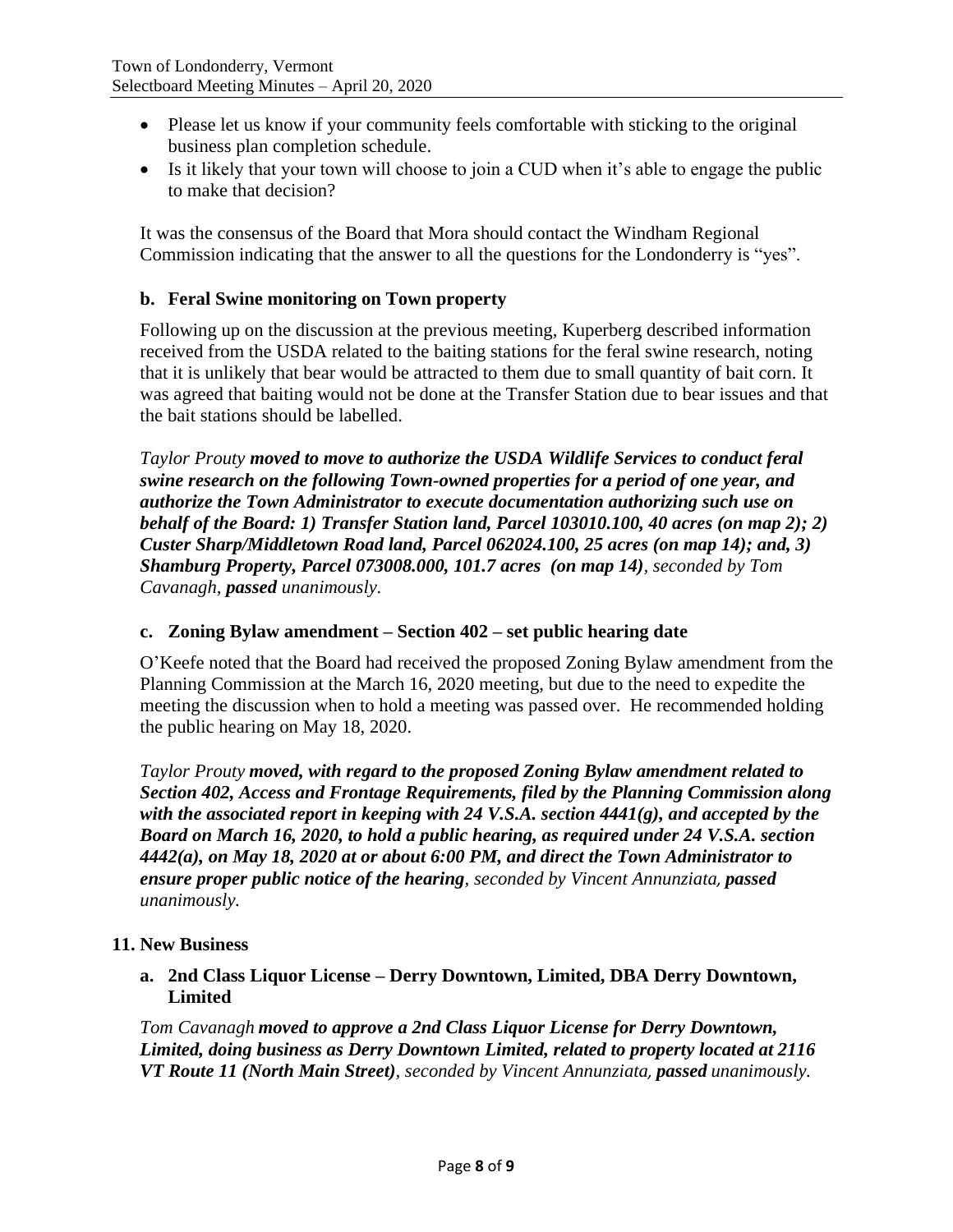- Please let us know if your community feels comfortable with sticking to the original business plan completion schedule.
- Is it likely that your town will choose to join a CUD when it's able to engage the public to make that decision?

It was the consensus of the Board that Mora should contact the Windham Regional Commission indicating that the answer to all the questions for the Londonderry is "yes".

### b. Feral Swine monitoring on Town property

Following up on the discussion at the previous meeting, Kuperberg described information received from the USDA related to the baiting stations for the feral swine research, noting that it is unlikely that bear would be attracted to them due to small quantity of bait corn. It was agreed that baiting would not be done at the Transfer Station due to bear issues and that the bait stations should be labelled.

*Taylor Prouty **moved to move to authorize the USDA Wildlife Services to conduct feral swine research on the following Town-owned properties for a period of one year, and authorize the Town Administrator to execute documentation authorizing such use on behalf of the Board: 1) Transfer Station land, Parcel 103010.100, 40 acres (on map 2); 2) Custer Sharp/Middletown Road land, Parcel 062024.100, 25 acres (on map 14); and, 3) Shamburg Property, Parcel 073008.000, 101.7 acres (on map 14)**, seconded by Tom Cavanagh, **passed** unanimously.*

### c. Zoning Bylaw amendment – Section 402 – set public hearing date

O'Keefe noted that the Board had received the proposed Zoning Bylaw amendment from the Planning Commission at the March 16, 2020 meeting, but due to the need to expedite the meeting the discussion when to hold a meeting was passed over. He recommended holding the public hearing on May 18, 2020.

*Taylor Prouty **moved, with regard to the proposed Zoning Bylaw amendment related to Section 402, Access and Frontage Requirements, filed by the Planning Commission along with the associated report in keeping with 24 V.S.A. section 4441(g), and accepted by the Board on March 16, 2020, to hold a public hearing, as required under 24 V.S.A. section 4442(a), on May 18, 2020 at or about 6:00 PM, and direct the Town Administrator to ensure proper public notice of the hearing**, seconded by Vincent Annunziata, **passed** unanimously.*

## 11. New Business

### a. 2nd Class Liquor License – Derry Downtown, Limited, DBA Derry Downtown, Limited

*Tom Cavanagh **moved to approve a 2nd Class Liquor License for Derry Downtown, Limited, doing business as Derry Downtown Limited, related to property located at 2116 VT Route 11 (North Main Street)**, seconded by Vincent Annunziata, **passed** unanimously.*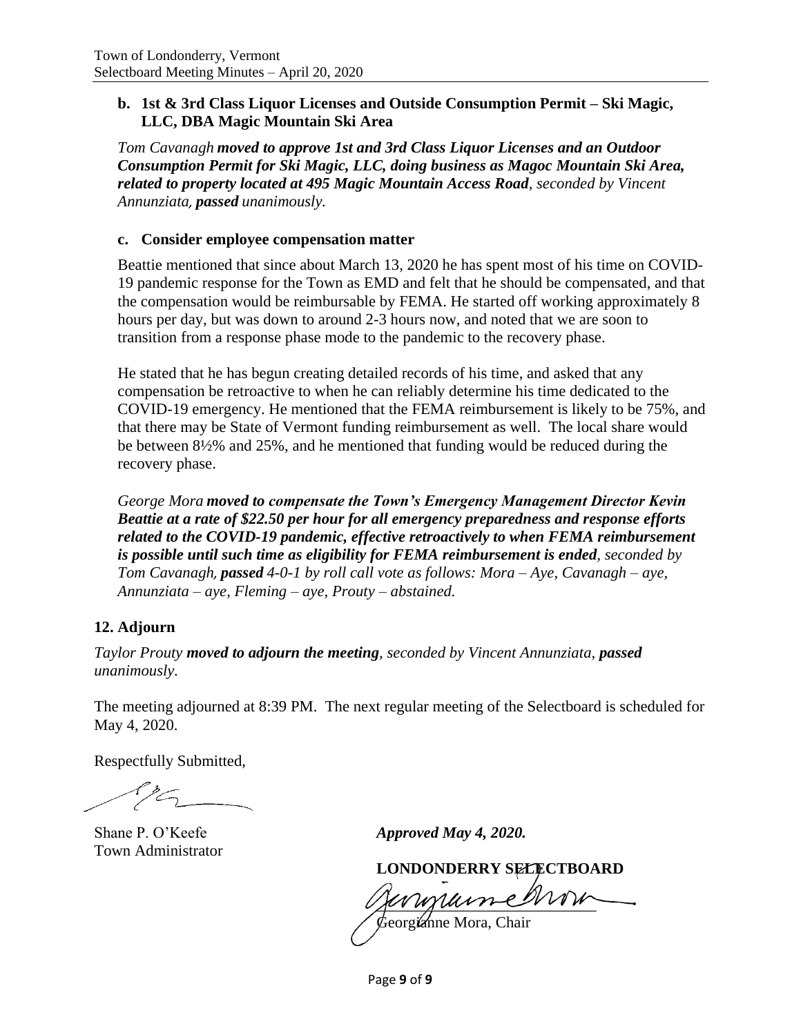**b. 1st & 3rd Class Liquor Licenses and Outside Consumption Permit – Ski Magic, LLC, DBA Magic Mountain Ski Area**

*Tom Cavanagh* ***moved to approve 1st and 3rd Class Liquor Licenses and an Outdoor Consumption Permit for Ski Magic, LLC, doing business as Magoc Mountain Ski Area, related to property located at 495 Magic Mountain Access Road****, seconded by Vincent Annunziata,* ***passed*** *unanimously.*

**c. Consider employee compensation matter**

Beattie mentioned that since about March 13, 2020 he has spent most of his time on COVID-19 pandemic response for the Town as EMD and felt that he should be compensated, and that the compensation would be reimbursable by FEMA. He started off working approximately 8 hours per day, but was down to around 2-3 hours now, and noted that we are soon to transition from a response phase mode to the pandemic to the recovery phase.

He stated that he has begun creating detailed records of his time, and asked that any compensation be retroactive to when he can reliably determine his time dedicated to the COVID-19 emergency. He mentioned that the FEMA reimbursement is likely to be 75%, and that there may be State of Vermont funding reimbursement as well. The local share would be between 8½% and 25%, and he mentioned that funding would be reduced during the recovery phase.

*George Mora* ***moved to compensate the Town's Emergency Management Director Kevin Beattie at a rate of $22.50 per hour for all emergency preparedness and response efforts related to the COVID-19 pandemic, effective retroactively to when FEMA reimbursement is possible until such time as eligibility for FEMA reimbursement is ended****, seconded by Tom Cavanagh,* ***passed*** *4-0-1 by roll call vote as follows: Mora – Aye, Cavanagh – aye, Annunziata – aye, Fleming – aye, Prouty – abstained.*

## 12. Adjourn

*Taylor Prouty* ***moved to adjourn the meeting****, seconded by Vincent Annunziata,* ***passed*** *unanimously.*

The meeting adjourned at 8:39 PM. The next regular meeting of the Selectboard is scheduled for May 4, 2020.

Respectfully Submitted,

Shane P. O'Keefe
Town Administrator

***Approved May 4, 2020.***

**LONDONDERRY SELECTBOARD**

Georgianne Mora, Chair